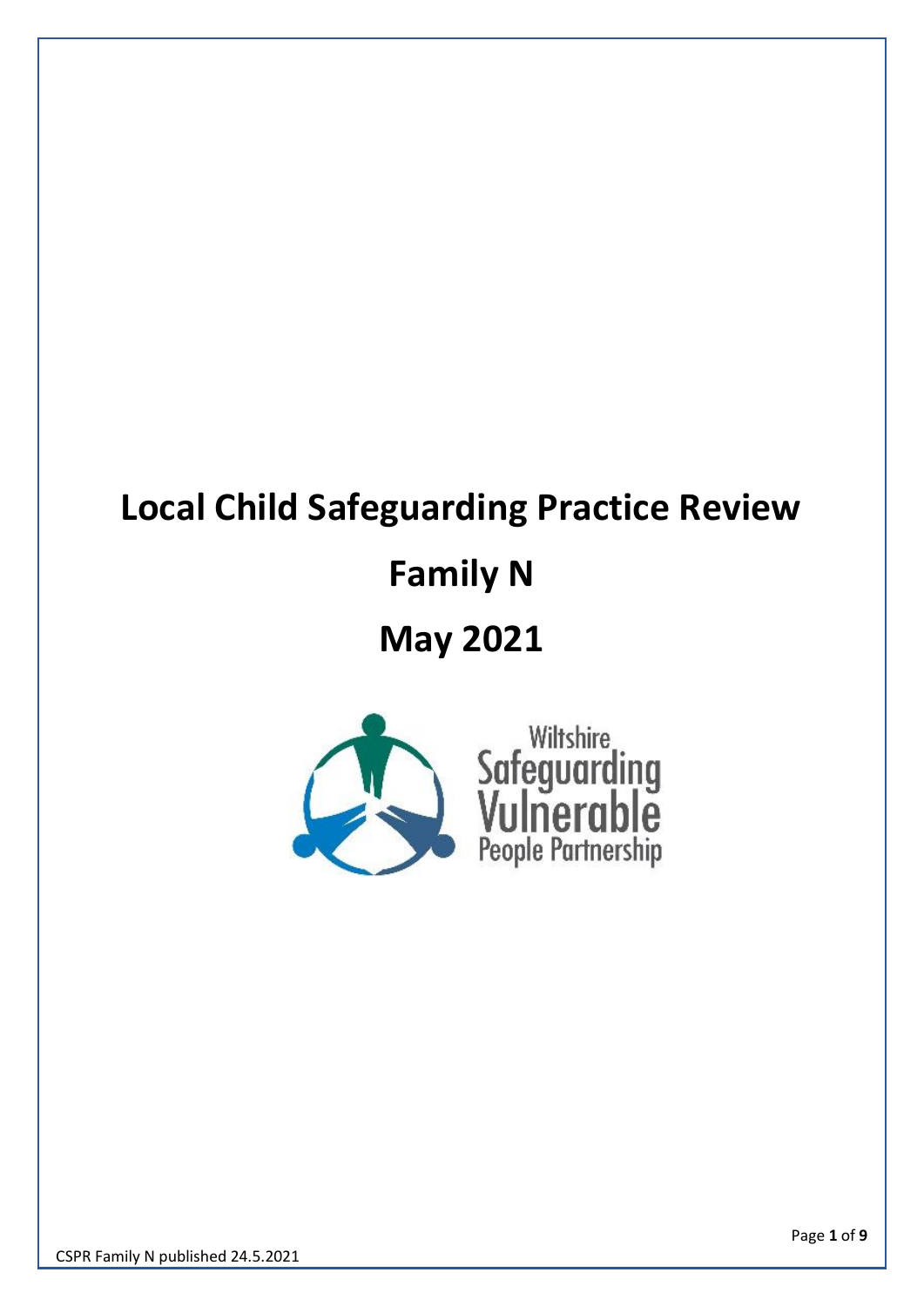# Local Child Safeguarding Practice Review

# Family N

# May 2021

Wiltshire Safeguarding Vulnerable People Partnership

CSPR Family N published 24.5.2021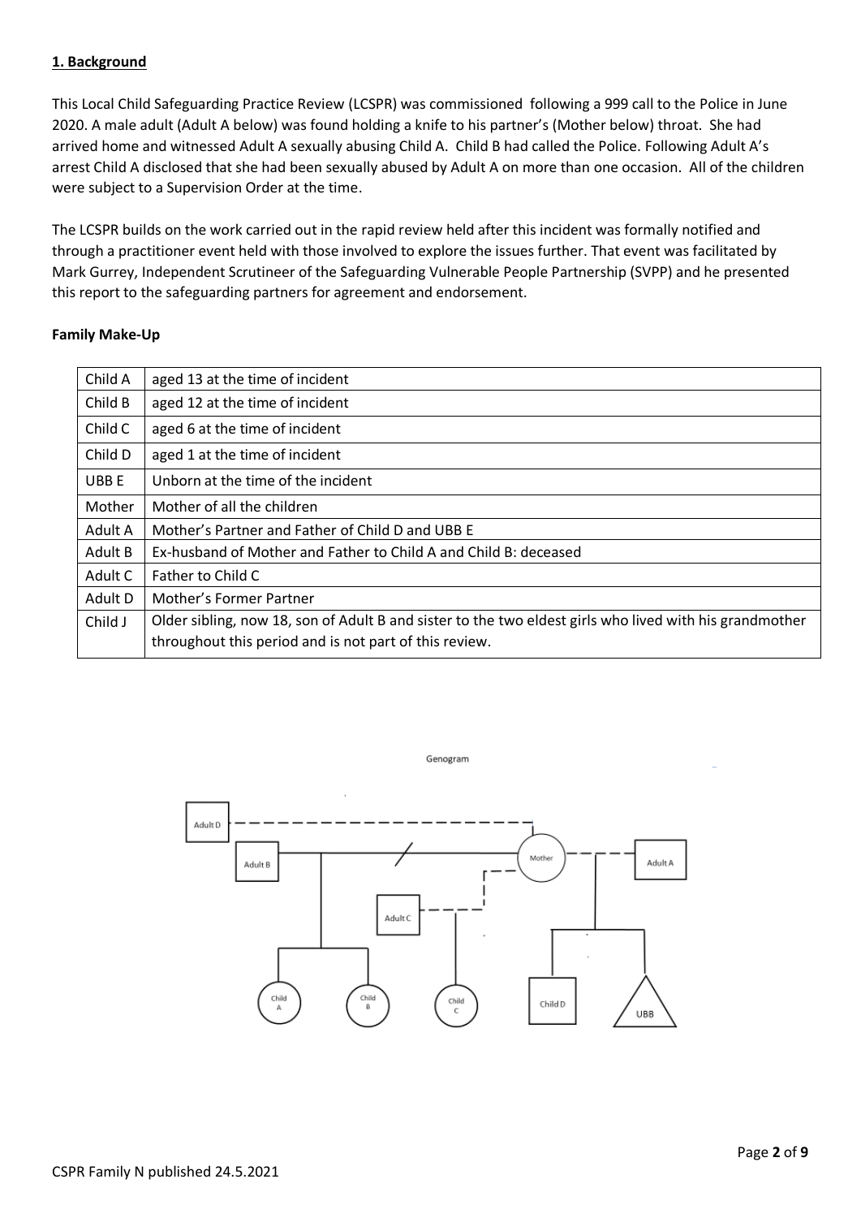## 1. Background

This Local Child Safeguarding Practice Review (LCSPR) was commissioned following a 999 call to the Police in June 2020. A male adult (Adult A below) was found holding a knife to his partner's (Mother below) throat. She had arrived home and witnessed Adult A sexually abusing Child A. Child B had called the Police. Following Adult A's arrest Child A disclosed that she had been sexually abused by Adult A on more than one occasion. All of the children were subject to a Supervision Order at the time.

The LCSPR builds on the work carried out in the rapid review held after this incident was formally notified and through a practitioner event held with those involved to explore the issues further. That event was facilitated by Mark Gurrey, Independent Scrutineer of the Safeguarding Vulnerable People Partnership (SVPP) and he presented this report to the safeguarding partners for agreement and endorsement.

### Family Make-Up

| | |
|---|---|
| Child A | aged 13 at the time of incident |
| Child B | aged 12 at the time of incident |
| Child C | aged 6 at the time of incident |
| Child D | aged 1 at the time of incident |
| UBB E | Unborn at the time of the incident |
| Mother | Mother of all the children |
| Adult A | Mother's Partner and Father of Child D and UBB E |
| Adult B | Ex-husband of Mother and Father to Child A and Child B: deceased |
| Adult C | Father to Child C |
| Adult D | Mother's Former Partner |
| Child J | Older sibling, now 18, son of Adult B and sister to the two eldest girls who lived with his grandmother throughout this period and is not part of this review. |

Genogram

Adult D, Adult B, Mother, Adult A, Adult C, Child A, Child B, Child C, Child D, UBB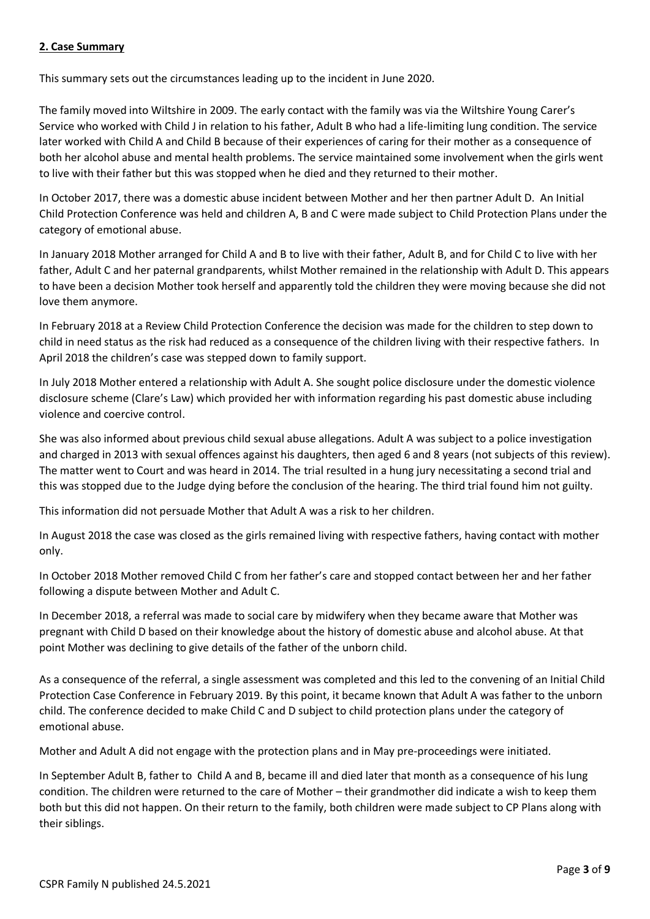## **2. Case Summary**

This summary sets out the circumstances leading up to the incident in June 2020.

The family moved into Wiltshire in 2009. The early contact with the family was via the Wiltshire Young Carer's Service who worked with Child J in relation to his father, Adult B who had a life-limiting lung condition. The service later worked with Child A and Child B because of their experiences of caring for their mother as a consequence of both her alcohol abuse and mental health problems. The service maintained some involvement when the girls went to live with their father but this was stopped when he died and they returned to their mother.

In October 2017, there was a domestic abuse incident between Mother and her then partner Adult D. An Initial Child Protection Conference was held and children A, B and C were made subject to Child Protection Plans under the category of emotional abuse.

In January 2018 Mother arranged for Child A and B to live with their father, Adult B, and for Child C to live with her father, Adult C and her paternal grandparents, whilst Mother remained in the relationship with Adult D. This appears to have been a decision Mother took herself and apparently told the children they were moving because she did not love them anymore.

In February 2018 at a Review Child Protection Conference the decision was made for the children to step down to child in need status as the risk had reduced as a consequence of the children living with their respective fathers. In April 2018 the children's case was stepped down to family support.

In July 2018 Mother entered a relationship with Adult A. She sought police disclosure under the domestic violence disclosure scheme (Clare's Law) which provided her with information regarding his past domestic abuse including violence and coercive control.

She was also informed about previous child sexual abuse allegations. Adult A was subject to a police investigation and charged in 2013 with sexual offences against his daughters, then aged 6 and 8 years (not subjects of this review). The matter went to Court and was heard in 2014. The trial resulted in a hung jury necessitating a second trial and this was stopped due to the Judge dying before the conclusion of the hearing. The third trial found him not guilty.

This information did not persuade Mother that Adult A was a risk to her children.

In August 2018 the case was closed as the girls remained living with respective fathers, having contact with mother only.

In October 2018 Mother removed Child C from her father's care and stopped contact between her and her father following a dispute between Mother and Adult C.

In December 2018, a referral was made to social care by midwifery when they became aware that Mother was pregnant with Child D based on their knowledge about the history of domestic abuse and alcohol abuse. At that point Mother was declining to give details of the father of the unborn child.

As a consequence of the referral, a single assessment was completed and this led to the convening of an Initial Child Protection Case Conference in February 2019. By this point, it became known that Adult A was father to the unborn child. The conference decided to make Child C and D subject to child protection plans under the category of emotional abuse.

Mother and Adult A did not engage with the protection plans and in May pre-proceedings were initiated.

In September Adult B, father to Child A and B, became ill and died later that month as a consequence of his lung condition. The children were returned to the care of Mother – their grandmother did indicate a wish to keep them both but this did not happen. On their return to the family, both children were made subject to CP Plans along with their siblings.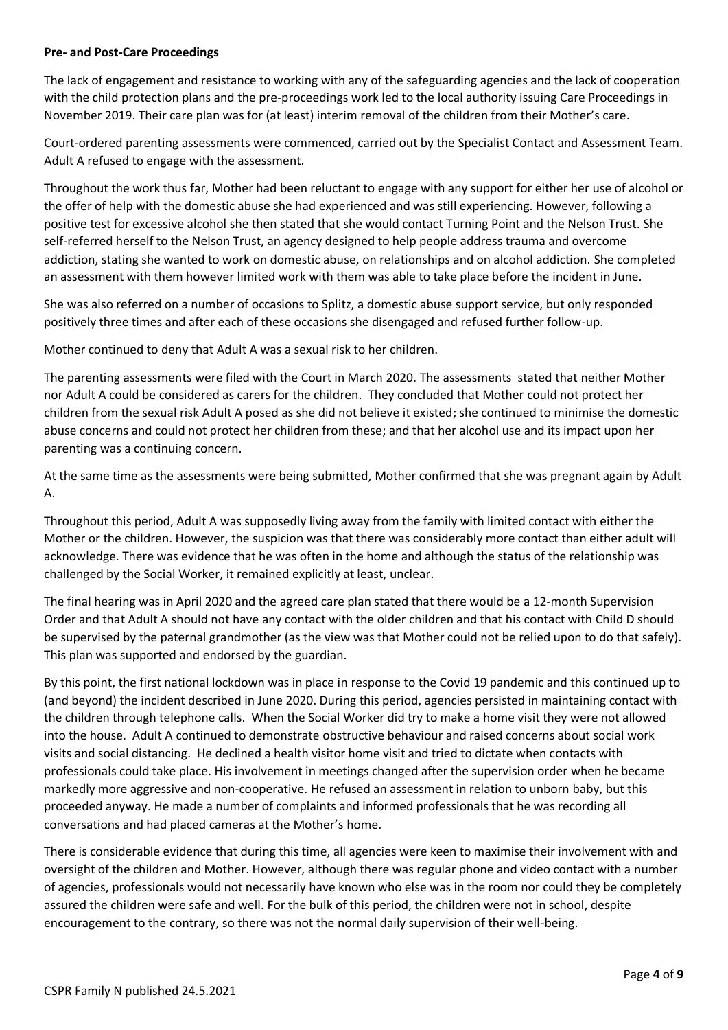**Pre- and Post-Care Proceedings**

The lack of engagement and resistance to working with any of the safeguarding agencies and the lack of cooperation with the child protection plans and the pre-proceedings work led to the local authority issuing Care Proceedings in November 2019. Their care plan was for (at least) interim removal of the children from their Mother's care.

Court-ordered parenting assessments were commenced, carried out by the Specialist Contact and Assessment Team. Adult A refused to engage with the assessment.

Throughout the work thus far, Mother had been reluctant to engage with any support for either her use of alcohol or the offer of help with the domestic abuse she had experienced and was still experiencing. However, following a positive test for excessive alcohol she then stated that she would contact Turning Point and the Nelson Trust. She self-referred herself to the Nelson Trust, an agency designed to help people address trauma and overcome addiction, stating she wanted to work on domestic abuse, on relationships and on alcohol addiction. She completed an assessment with them however limited work with them was able to take place before the incident in June.

She was also referred on a number of occasions to Splitz, a domestic abuse support service, but only responded positively three times and after each of these occasions she disengaged and refused further follow-up.

Mother continued to deny that Adult A was a sexual risk to her children.

The parenting assessments were filed with the Court in March 2020. The assessments stated that neither Mother nor Adult A could be considered as carers for the children. They concluded that Mother could not protect her children from the sexual risk Adult A posed as she did not believe it existed; she continued to minimise the domestic abuse concerns and could not protect her children from these; and that her alcohol use and its impact upon her parenting was a continuing concern.

At the same time as the assessments were being submitted, Mother confirmed that she was pregnant again by Adult A.

Throughout this period, Adult A was supposedly living away from the family with limited contact with either the Mother or the children. However, the suspicion was that there was considerably more contact than either adult will acknowledge. There was evidence that he was often in the home and although the status of the relationship was challenged by the Social Worker, it remained explicitly at least, unclear.

The final hearing was in April 2020 and the agreed care plan stated that there would be a 12-month Supervision Order and that Adult A should not have any contact with the older children and that his contact with Child D should be supervised by the paternal grandmother (as the view was that Mother could not be relied upon to do that safely). This plan was supported and endorsed by the guardian.

By this point, the first national lockdown was in place in response to the Covid 19 pandemic and this continued up to (and beyond) the incident described in June 2020. During this period, agencies persisted in maintaining contact with the children through telephone calls. When the Social Worker did try to make a home visit they were not allowed into the house. Adult A continued to demonstrate obstructive behaviour and raised concerns about social work visits and social distancing. He declined a health visitor home visit and tried to dictate when contacts with professionals could take place. His involvement in meetings changed after the supervision order when he became markedly more aggressive and non-cooperative. He refused an assessment in relation to unborn baby, but this proceeded anyway. He made a number of complaints and informed professionals that he was recording all conversations and had placed cameras at the Mother's home.

There is considerable evidence that during this time, all agencies were keen to maximise their involvement with and oversight of the children and Mother. However, although there was regular phone and video contact with a number of agencies, professionals would not necessarily have known who else was in the room nor could they be completely assured the children were safe and well. For the bulk of this period, the children were not in school, despite encouragement to the contrary, so there was not the normal daily supervision of their well-being.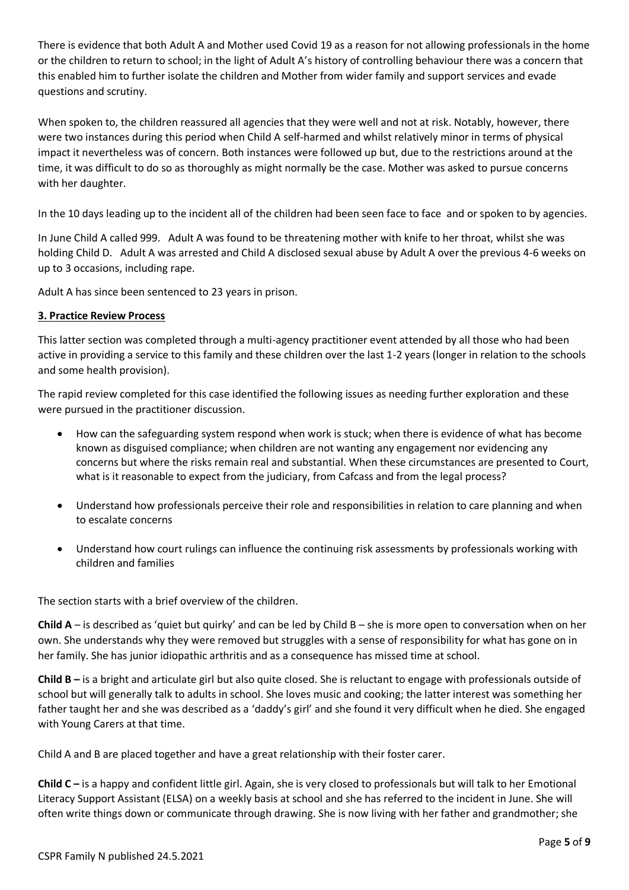There is evidence that both Adult A and Mother used Covid 19 as a reason for not allowing professionals in the home or the children to return to school; in the light of Adult A's history of controlling behaviour there was a concern that this enabled him to further isolate the children and Mother from wider family and support services and evade questions and scrutiny.

When spoken to, the children reassured all agencies that they were well and not at risk. Notably, however, there were two instances during this period when Child A self-harmed and whilst relatively minor in terms of physical impact it nevertheless was of concern. Both instances were followed up but, due to the restrictions around at the time, it was difficult to do so as thoroughly as might normally be the case. Mother was asked to pursue concerns with her daughter.

In the 10 days leading up to the incident all of the children had been seen face to face and or spoken to by agencies.

In June Child A called 999. Adult A was found to be threatening mother with knife to her throat, whilst she was holding Child D. Adult A was arrested and Child A disclosed sexual abuse by Adult A over the previous 4-6 weeks on up to 3 occasions, including rape.

Adult A has since been sentenced to 23 years in prison.

## 3. Practice Review Process

This latter section was completed through a multi-agency practitioner event attended by all those who had been active in providing a service to this family and these children over the last 1-2 years (longer in relation to the schools and some health provision).

The rapid review completed for this case identified the following issues as needing further exploration and these were pursued in the practitioner discussion.

- How can the safeguarding system respond when work is stuck; when there is evidence of what has become known as disguised compliance; when children are not wanting any engagement nor evidencing any concerns but where the risks remain real and substantial. When these circumstances are presented to Court, what is it reasonable to expect from the judiciary, from Cafcass and from the legal process?
- Understand how professionals perceive their role and responsibilities in relation to care planning and when to escalate concerns
- Understand how court rulings can influence the continuing risk assessments by professionals working with children and families

The section starts with a brief overview of the children.

**Child A** – is described as 'quiet but quirky' and can be led by Child B – she is more open to conversation when on her own. She understands why they were removed but struggles with a sense of responsibility for what has gone on in her family. She has junior idiopathic arthritis and as a consequence has missed time at school.

**Child B –** is a bright and articulate girl but also quite closed. She is reluctant to engage with professionals outside of school but will generally talk to adults in school. She loves music and cooking; the latter interest was something her father taught her and she was described as a 'daddy's girl' and she found it very difficult when he died. She engaged with Young Carers at that time.

Child A and B are placed together and have a great relationship with their foster carer.

**Child C –** is a happy and confident little girl. Again, she is very closed to professionals but will talk to her Emotional Literacy Support Assistant (ELSA) on a weekly basis at school and she has referred to the incident in June. She will often write things down or communicate through drawing. She is now living with her father and grandmother; she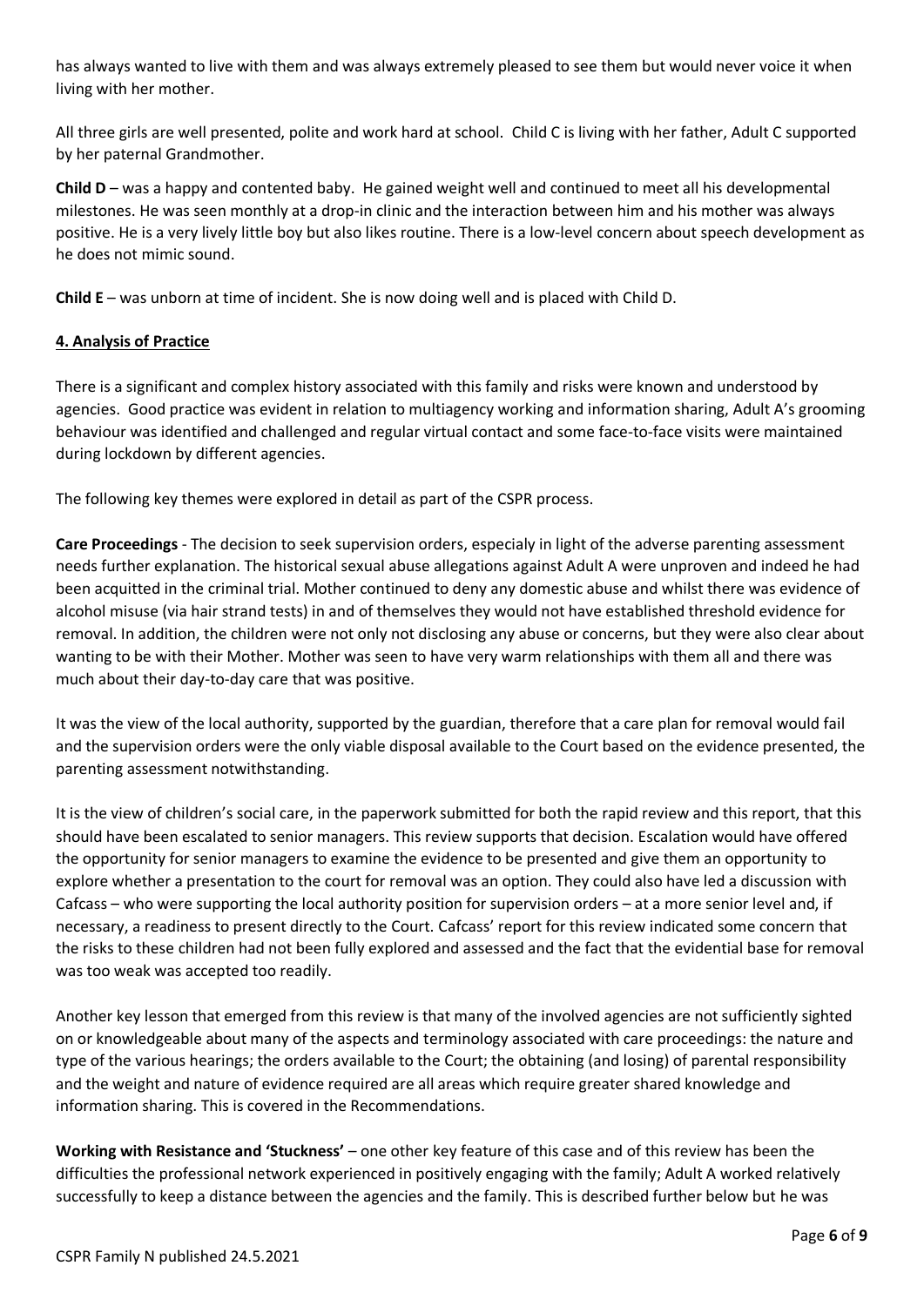has always wanted to live with them and was always extremely pleased to see them but would never voice it when living with her mother.

All three girls are well presented, polite and work hard at school. Child C is living with her father, Adult C supported by her paternal Grandmother.

**Child D** – was a happy and contented baby. He gained weight well and continued to meet all his developmental milestones. He was seen monthly at a drop-in clinic and the interaction between him and his mother was always positive. He is a very lively little boy but also likes routine. There is a low-level concern about speech development as he does not mimic sound.

**Child E** – was unborn at time of incident. She is now doing well and is placed with Child D.

## 4. Analysis of Practice

There is a significant and complex history associated with this family and risks were known and understood by agencies. Good practice was evident in relation to multiagency working and information sharing, Adult A's grooming behaviour was identified and challenged and regular virtual contact and some face-to-face visits were maintained during lockdown by different agencies.

The following key themes were explored in detail as part of the CSPR process.

**Care Proceedings** - The decision to seek supervision orders, especialy in light of the adverse parenting assessment needs further explanation. The historical sexual abuse allegations against Adult A were unproven and indeed he had been acquitted in the criminal trial. Mother continued to deny any domestic abuse and whilst there was evidence of alcohol misuse (via hair strand tests) in and of themselves they would not have established threshold evidence for removal. In addition, the children were not only not disclosing any abuse or concerns, but they were also clear about wanting to be with their Mother. Mother was seen to have very warm relationships with them all and there was much about their day-to-day care that was positive.

It was the view of the local authority, supported by the guardian, therefore that a care plan for removal would fail and the supervision orders were the only viable disposal available to the Court based on the evidence presented, the parenting assessment notwithstanding.

It is the view of children's social care, in the paperwork submitted for both the rapid review and this report, that this should have been escalated to senior managers. This review supports that decision. Escalation would have offered the opportunity for senior managers to examine the evidence to be presented and give them an opportunity to explore whether a presentation to the court for removal was an option. They could also have led a discussion with Cafcass – who were supporting the local authority position for supervision orders – at a more senior level and, if necessary, a readiness to present directly to the Court. Cafcass' report for this review indicated some concern that the risks to these children had not been fully explored and assessed and the fact that the evidential base for removal was too weak was accepted too readily.

Another key lesson that emerged from this review is that many of the involved agencies are not sufficiently sighted on or knowledgeable about many of the aspects and terminology associated with care proceedings: the nature and type of the various hearings; the orders available to the Court; the obtaining (and losing) of parental responsibility and the weight and nature of evidence required are all areas which require greater shared knowledge and information sharing. This is covered in the Recommendations.

**Working with Resistance and 'Stuckness'** – one other key feature of this case and of this review has been the difficulties the professional network experienced in positively engaging with the family; Adult A worked relatively successfully to keep a distance between the agencies and the family. This is described further below but he was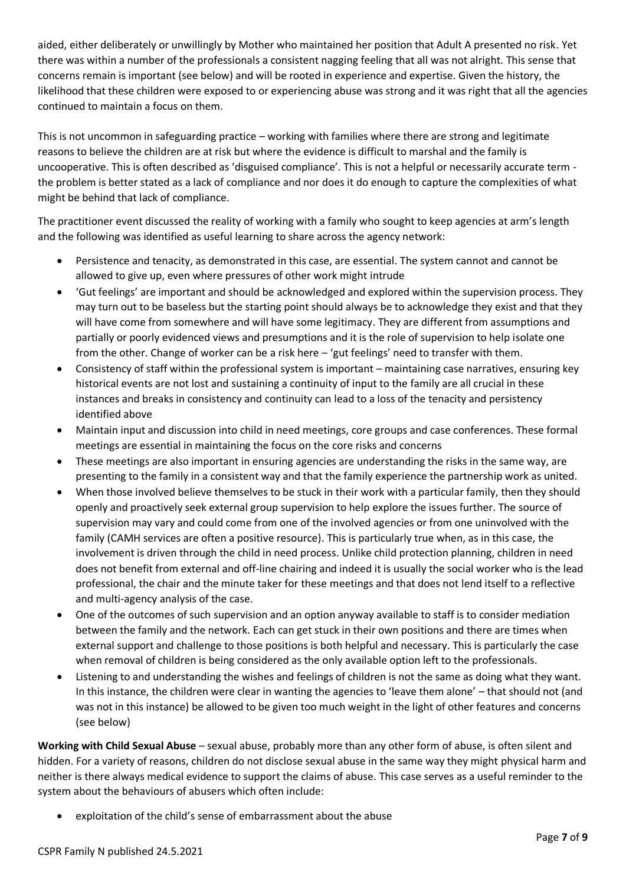aided, either deliberately or unwillingly by Mother who maintained her position that Adult A presented no risk. Yet there was within a number of the professionals a consistent nagging feeling that all was not alright. This sense that concerns remain is important (see below) and will be rooted in experience and expertise. Given the history, the likelihood that these children were exposed to or experiencing abuse was strong and it was right that all the agencies continued to maintain a focus on them.

This is not uncommon in safeguarding practice – working with families where there are strong and legitimate reasons to believe the children are at risk but where the evidence is difficult to marshal and the family is uncooperative. This is often described as 'disguised compliance'. This is not a helpful or necessarily accurate term - the problem is better stated as a lack of compliance and nor does it do enough to capture the complexities of what might be behind that lack of compliance.

The practitioner event discussed the reality of working with a family who sought to keep agencies at arm's length and the following was identified as useful learning to share across the agency network:

- Persistence and tenacity, as demonstrated in this case, are essential. The system cannot and cannot be allowed to give up, even where pressures of other work might intrude
- 'Gut feelings' are important and should be acknowledged and explored within the supervision process. They may turn out to be baseless but the starting point should always be to acknowledge they exist and that they will have come from somewhere and will have some legitimacy. They are different from assumptions and partially or poorly evidenced views and presumptions and it is the role of supervision to help isolate one from the other. Change of worker can be a risk here – 'gut feelings' need to transfer with them.
- Consistency of staff within the professional system is important – maintaining case narratives, ensuring key historical events are not lost and sustaining a continuity of input to the family are all crucial in these instances and breaks in consistency and continuity can lead to a loss of the tenacity and persistency identified above
- Maintain input and discussion into child in need meetings, core groups and case conferences. These formal meetings are essential in maintaining the focus on the core risks and concerns
- These meetings are also important in ensuring agencies are understanding the risks in the same way, are presenting to the family in a consistent way and that the family experience the partnership work as united.
- When those involved believe themselves to be stuck in their work with a particular family, then they should openly and proactively seek external group supervision to help explore the issues further. The source of supervision may vary and could come from one of the involved agencies or from one uninvolved with the family (CAMH services are often a positive resource). This is particularly true when, as in this case, the involvement is driven through the child in need process. Unlike child protection planning, children in need does not benefit from external and off-line chairing and indeed it is usually the social worker who is the lead professional, the chair and the minute taker for these meetings and that does not lend itself to a reflective and multi-agency analysis of the case.
- One of the outcomes of such supervision and an option anyway available to staff is to consider mediation between the family and the network. Each can get stuck in their own positions and there are times when external support and challenge to those positions is both helpful and necessary. This is particularly the case when removal of children is being considered as the only available option left to the professionals.
- Listening to and understanding the wishes and feelings of children is not the same as doing what they want. In this instance, the children were clear in wanting the agencies to 'leave them alone' – that should not (and was not in this instance) be allowed to be given too much weight in the light of other features and concerns (see below)

**Working with Child Sexual Abuse** – sexual abuse, probably more than any other form of abuse, is often silent and hidden. For a variety of reasons, children do not disclose sexual abuse in the same way they might physical harm and neither is there always medical evidence to support the claims of abuse. This case serves as a useful reminder to the system about the behaviours of abusers which often include:

- exploitation of the child's sense of embarrassment about the abuse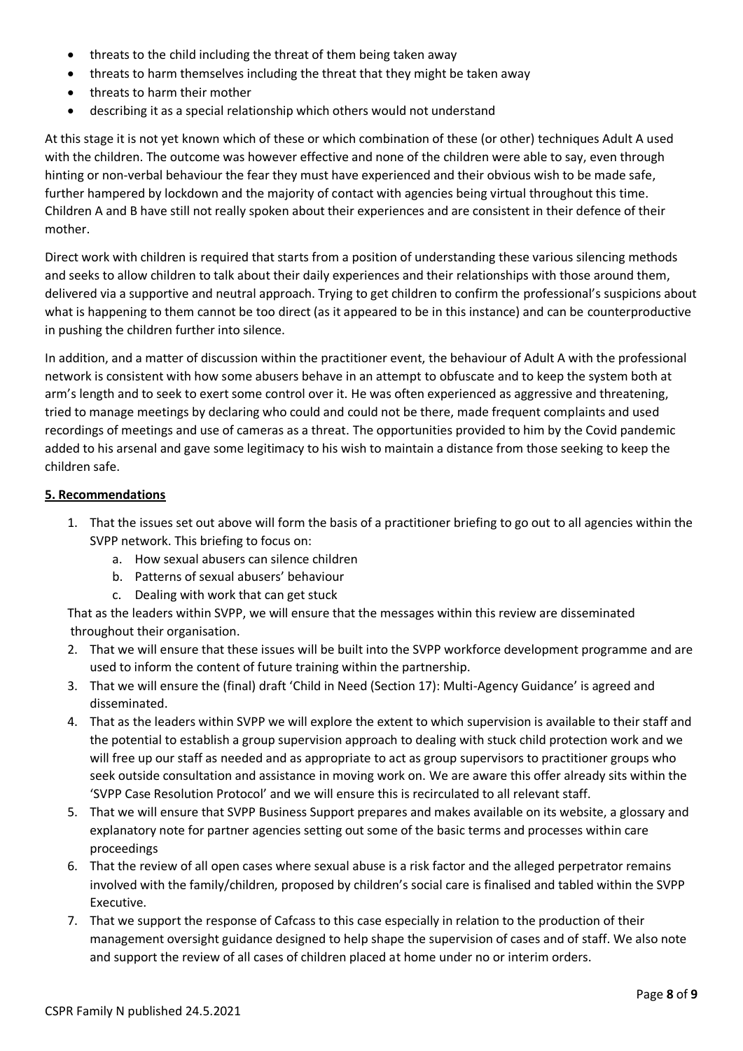- threats to the child including the threat of them being taken away
- threats to harm themselves including the threat that they might be taken away
- threats to harm their mother
- describing it as a special relationship which others would not understand

At this stage it is not yet known which of these or which combination of these (or other) techniques Adult A used with the children. The outcome was however effective and none of the children were able to say, even through hinting or non-verbal behaviour the fear they must have experienced and their obvious wish to be made safe, further hampered by lockdown and the majority of contact with agencies being virtual throughout this time. Children A and B have still not really spoken about their experiences and are consistent in their defence of their mother.

Direct work with children is required that starts from a position of understanding these various silencing methods and seeks to allow children to talk about their daily experiences and their relationships with those around them, delivered via a supportive and neutral approach. Trying to get children to confirm the professional's suspicions about what is happening to them cannot be too direct (as it appeared to be in this instance) and can be counterproductive in pushing the children further into silence.

In addition, and a matter of discussion within the practitioner event, the behaviour of Adult A with the professional network is consistent with how some abusers behave in an attempt to obfuscate and to keep the system both at arm's length and to seek to exert some control over it. He was often experienced as aggressive and threatening, tried to manage meetings by declaring who could and could not be there, made frequent complaints and used recordings of meetings and use of cameras as a threat. The opportunities provided to him by the Covid pandemic added to his arsenal and gave some legitimacy to his wish to maintain a distance from those seeking to keep the children safe.

## 5. Recommendations

1. That the issues set out above will form the basis of a practitioner briefing to go out to all agencies within the SVPP network. This briefing to focus on:
   a. How sexual abusers can silence children
   b. Patterns of sexual abusers' behaviour
   c. Dealing with work that can get stuck

   That as the leaders within SVPP, we will ensure that the messages within this review are disseminated throughout their organisation.
2. That we will ensure that these issues will be built into the SVPP workforce development programme and are used to inform the content of future training within the partnership.
3. That we will ensure the (final) draft 'Child in Need (Section 17): Multi-Agency Guidance' is agreed and disseminated.
4. That as the leaders within SVPP we will explore the extent to which supervision is available to their staff and the potential to establish a group supervision approach to dealing with stuck child protection work and we will free up our staff as needed and as appropriate to act as group supervisors to practitioner groups who seek outside consultation and assistance in moving work on. We are aware this offer already sits within the 'SVPP Case Resolution Protocol' and we will ensure this is recirculated to all relevant staff.
5. That we will ensure that SVPP Business Support prepares and makes available on its website, a glossary and explanatory note for partner agencies setting out some of the basic terms and processes within care proceedings
6. That the review of all open cases where sexual abuse is a risk factor and the alleged perpetrator remains involved with the family/children, proposed by children's social care is finalised and tabled within the SVPP Executive.
7. That we support the response of Cafcass to this case especially in relation to the production of their management oversight guidance designed to help shape the supervision of cases and of staff. We also note and support the review of all cases of children placed at home under no or interim orders.

CSPR Family N published 24.5.2021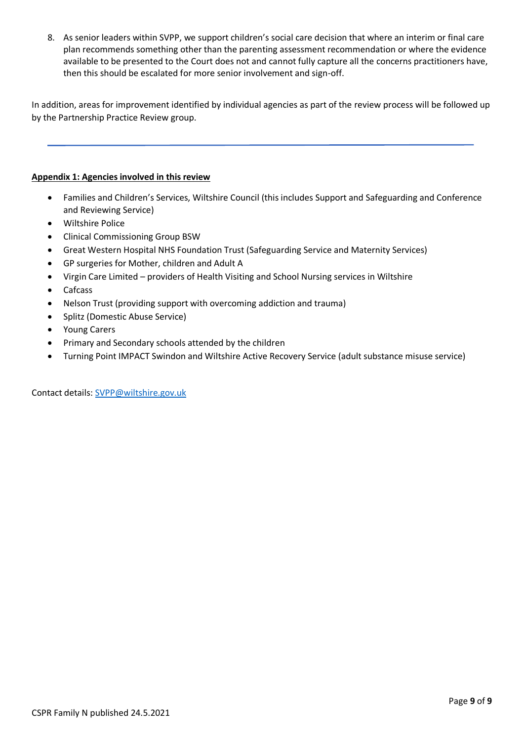8. As senior leaders within SVPP, we support children's social care decision that where an interim or final care plan recommends something other than the parenting assessment recommendation or where the evidence available to be presented to the Court does not and cannot fully capture all the concerns practitioners have, then this should be escalated for more senior involvement and sign-off.

In addition, areas for improvement identified by individual agencies as part of the review process will be followed up by the Partnership Practice Review group.

---

**Appendix 1: Agencies involved in this review**

- Families and Children's Services, Wiltshire Council (this includes Support and Safeguarding and Conference and Reviewing Service)
- Wiltshire Police
- Clinical Commissioning Group BSW
- Great Western Hospital NHS Foundation Trust (Safeguarding Service and Maternity Services)
- GP surgeries for Mother, children and Adult A
- Virgin Care Limited – providers of Health Visiting and School Nursing services in Wiltshire
- Cafcass
- Nelson Trust (providing support with overcoming addiction and trauma)
- Splitz (Domestic Abuse Service)
- Young Carers
- Primary and Secondary schools attended by the children
- Turning Point IMPACT Swindon and Wiltshire Active Recovery Service (adult substance misuse service)

Contact details: SVPP@wiltshire.gov.uk

CSPR Family N published 24.5.2021